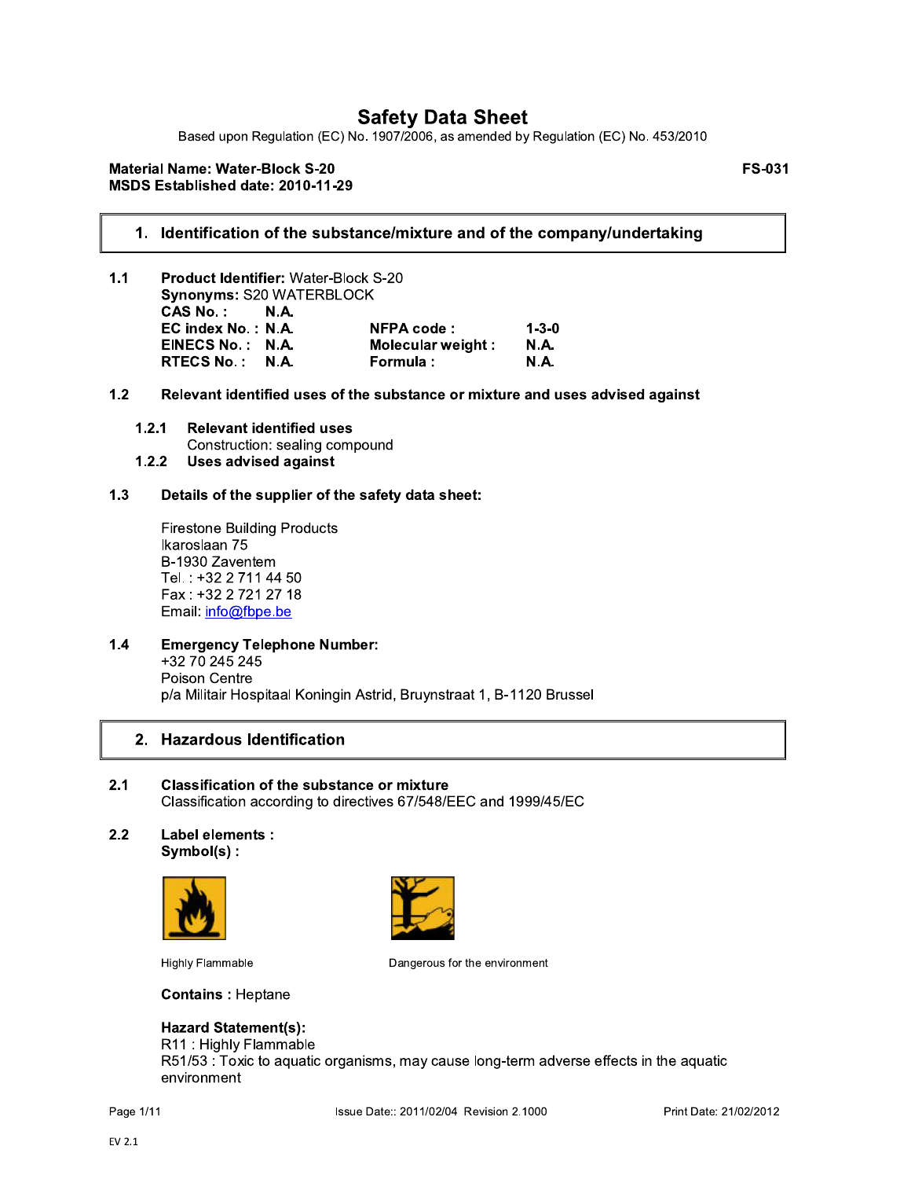# Safety Data Sheet

Based upon Regulation (EC) No. 1907/2006, as amended by Regulation (EC) No. 453/2010

**Material Name: Water-Block S-20** **FS-031**
**MSDS Established date: 2010-11-29**

## 1. Identification of the substance/mixture and of the company/undertaking

**1.1 Product Identifier:** Water-Block S-20
**Synonyms:** S20 WATERBLOCK

| | | | |
|---|---|---|---|
| **CAS No. :** | **N.A.** | | |
| **EC index No. :** | **N.A.** | **NFPA code :** | **1-3-0** |
| **EINECS No. :** | **N.A.** | **Molecular weight :** | **N.A.** |
| **RTECS No. :** | **N.A.** | **Formula :** | **N.A.** |

**1.2 Relevant identified uses of the substance or mixture and uses advised against**

**1.2.1 Relevant identified uses**
Construction: sealing compound

**1.2.2 Uses advised against**

**1.3 Details of the supplier of the safety data sheet:**

Firestone Building Products
Ikaroslaan 75
B-1930 Zaventem
Tel. : +32 2 711 44 50
Fax : +32 2 721 27 18
Email: info@fbpe.be

**1.4 Emergency Telephone Number:**
+32 70 245 245
Poison Centre
p/a Militair Hospitaal Koningin Astrid, Bruynstraat 1, B-1120 Brussel

## 2. Hazardous Identification

**2.1 Classification of the substance or mixture**
Classification according to directives 67/548/EEC and 1999/45/EC

**2.2 Label elements :**
**Symbol(s) :**

Highly Flammable

Dangerous for the environment

**Contains :** Heptane

**Hazard Statement(s):**
R11 : Highly Flammable
R51/53 : Toxic to aquatic organisms, may cause long-term adverse effects in the aquatic environment

Issue Date:: 2011/02/04 Revision 2.1000 Print Date: 21/02/2012

EV 2.1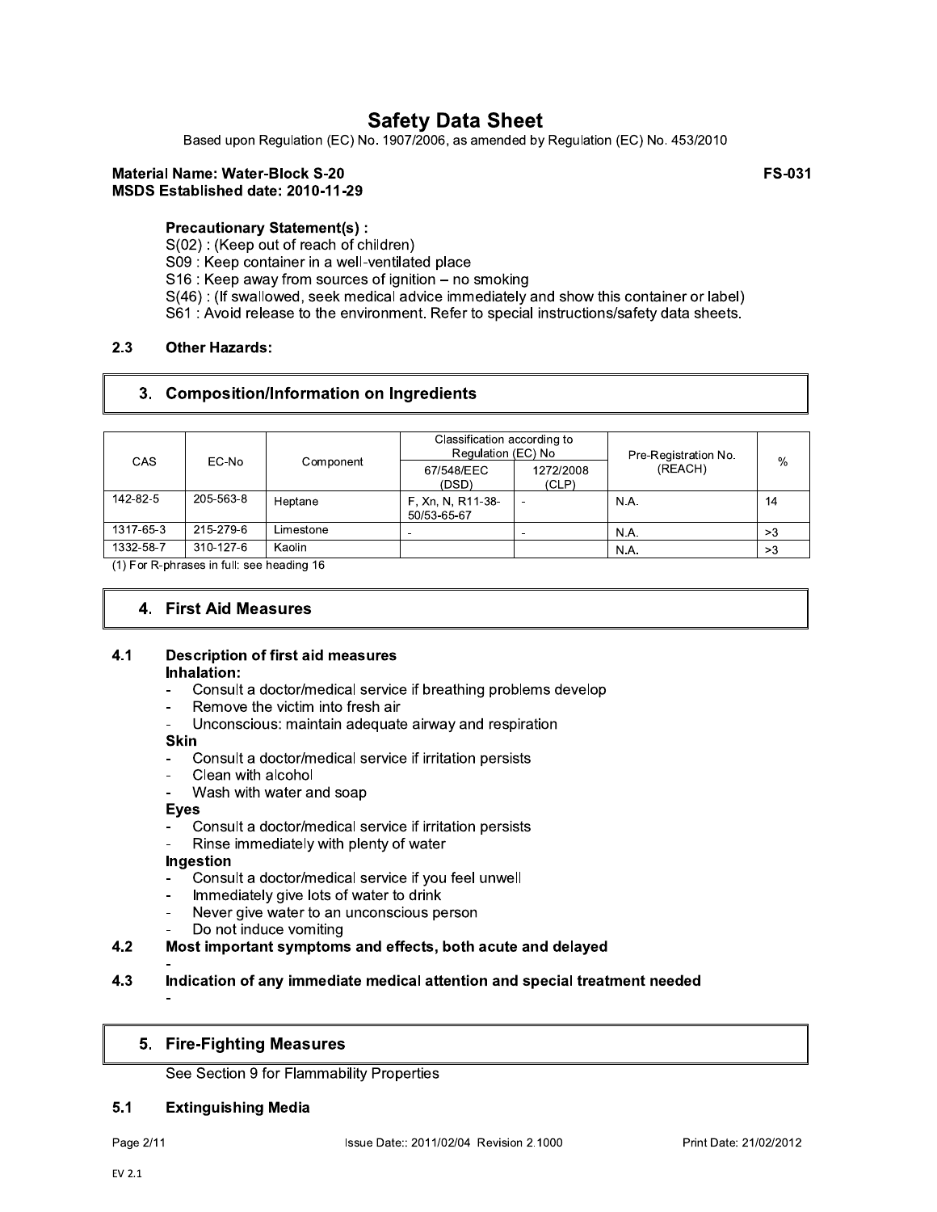# Safety Data Sheet

Based upon Regulation (EC) No. 1907/2006, as amended by Regulation (EC) No. 453/2010

**Material Name: Water-Block S-20** **FS-031**
**MSDS Established date: 2010-11-29**

**Precautionary Statement(s) :**

S(02) : (Keep out of reach of children)
S09 : Keep container in a well-ventilated place
S16 : Keep away from sources of ignition – no smoking
S(46) : (If swallowed, seek medical advice immediately and show this container or label)
S61 : Avoid release to the environment. Refer to special instructions/safety data sheets.

### 2.3 Other Hazards:

## 3. Composition/Information on Ingredients

| CAS | EC-No | Component | Classification according to Regulation (EC) No | | Pre-Registration No. (REACH) | % |
|---|---|---|---|---|---|---|
| | | | 67/548/EEC (DSD) | 1272/2008 (CLP) | | |
| 142-82-5 | 205-563-8 | Heptane | F, Xn, N, R11-38-50/53-65-67 | - | N.A. | 14 |
| 1317-65-3 | 215-279-6 | Limestone | - | - | N.A. | >3 |
| 1332-58-7 | 310-127-6 | Kaolin | | | N.A. | >3 |

(1) For R-phrases in full: see heading 16

## 4. First Aid Measures

### 4.1 Description of first aid measures

**Inhalation:**

- Consult a doctor/medical service if breathing problems develop
- Remove the victim into fresh air
- Unconscious: maintain adequate airway and respiration

**Skin**

- Consult a doctor/medical service if irritation persists
- Clean with alcohol
- Wash with water and soap

**Eyes**

- Consult a doctor/medical service if irritation persists
- Rinse immediately with plenty of water

**Ingestion**

- Consult a doctor/medical service if you feel unwell
- Immediately give lots of water to drink
- Never give water to an unconscious person
- Do not induce vomiting

### 4.2 Most important symptoms and effects, both acute and delayed

-

### 4.3 Indication of any immediate medical attention and special treatment needed

-

## 5. Fire-Fighting Measures

See Section 9 for Flammability Properties

### 5.1 Extinguishing Media

Issue Date:: 2011/02/04 Revision 2.1000 Print Date: 21/02/2012

EV 2.1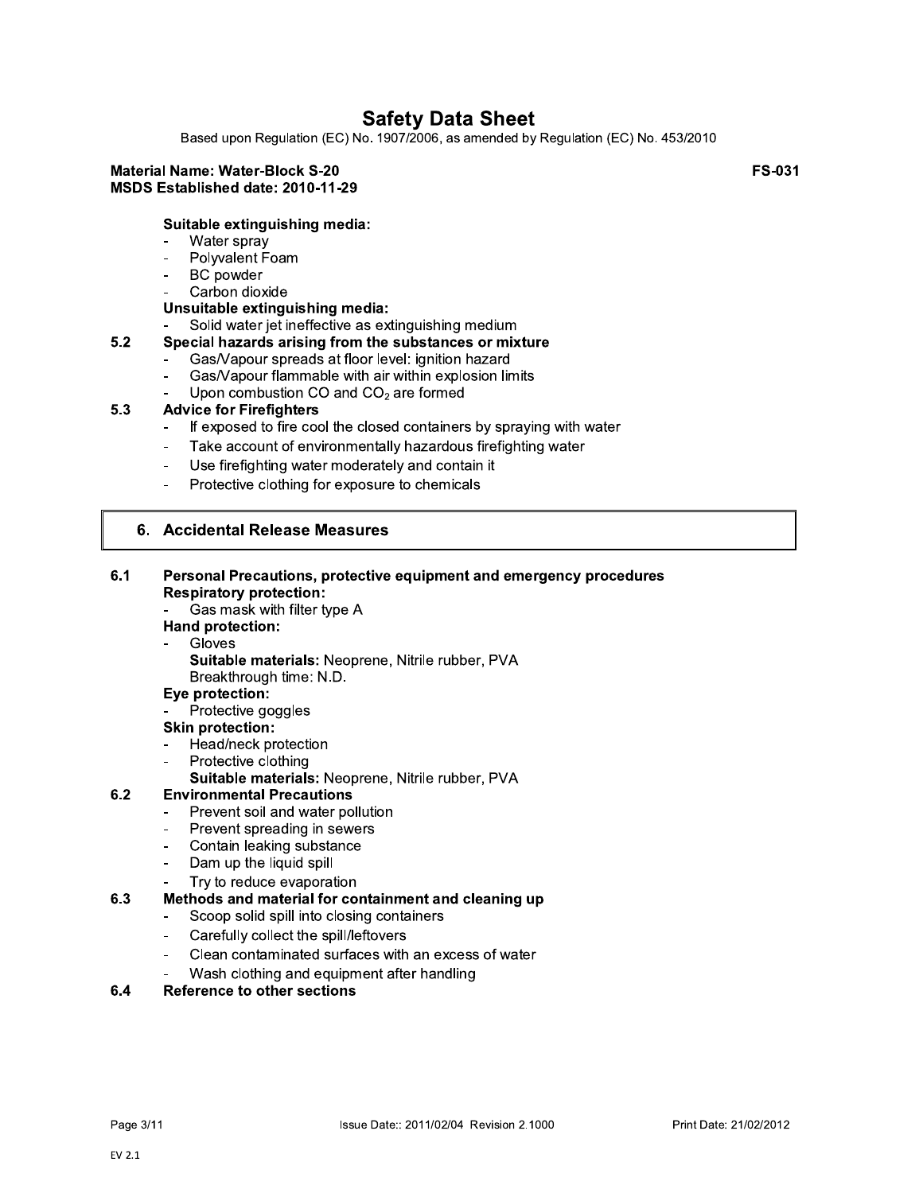**Suitable extinguishing media:**

- Water spray
- Polyvalent Foam
- BC powder
- Carbon dioxide

**Unsuitable extinguishing media:**

- Solid water jet ineffective as extinguishing medium

**5.2 Special hazards arising from the substances or mixture**

- Gas/Vapour spreads at floor level: ignition hazard
- Gas/Vapour flammable with air within explosion limits
- Upon combustion CO and $CO_2$ are formed

**5.3 Advice for Firefighters**

- If exposed to fire cool the closed containers by spraying with water
- Take account of environmentally hazardous firefighting water
- Use firefighting water moderately and contain it
- Protective clothing for exposure to chemicals

## 6. Accidental Release Measures

**6.1 Personal Precautions, protective equipment and emergency procedures**

**Respiratory protection:**

- Gas mask with filter type A

**Hand protection:**

- Gloves
  **Suitable materials:** Neoprene, Nitrile rubber, PVA
  Breakthrough time: N.D.

**Eye protection:**

- Protective goggles

**Skin protection:**

- Head/neck protection
- Protective clothing
  **Suitable materials:** Neoprene, Nitrile rubber, PVA

**6.2 Environmental Precautions**

- Prevent soil and water pollution
- Prevent spreading in sewers
- Contain leaking substance
- Dam up the liquid spill
- Try to reduce evaporation

**6.3 Methods and material for containment and cleaning up**

- Scoop solid spill into closing containers
- Carefully collect the spill/leftovers
- Clean contaminated surfaces with an excess of water
- Wash clothing and equipment after handling

**6.4 Reference to other sections**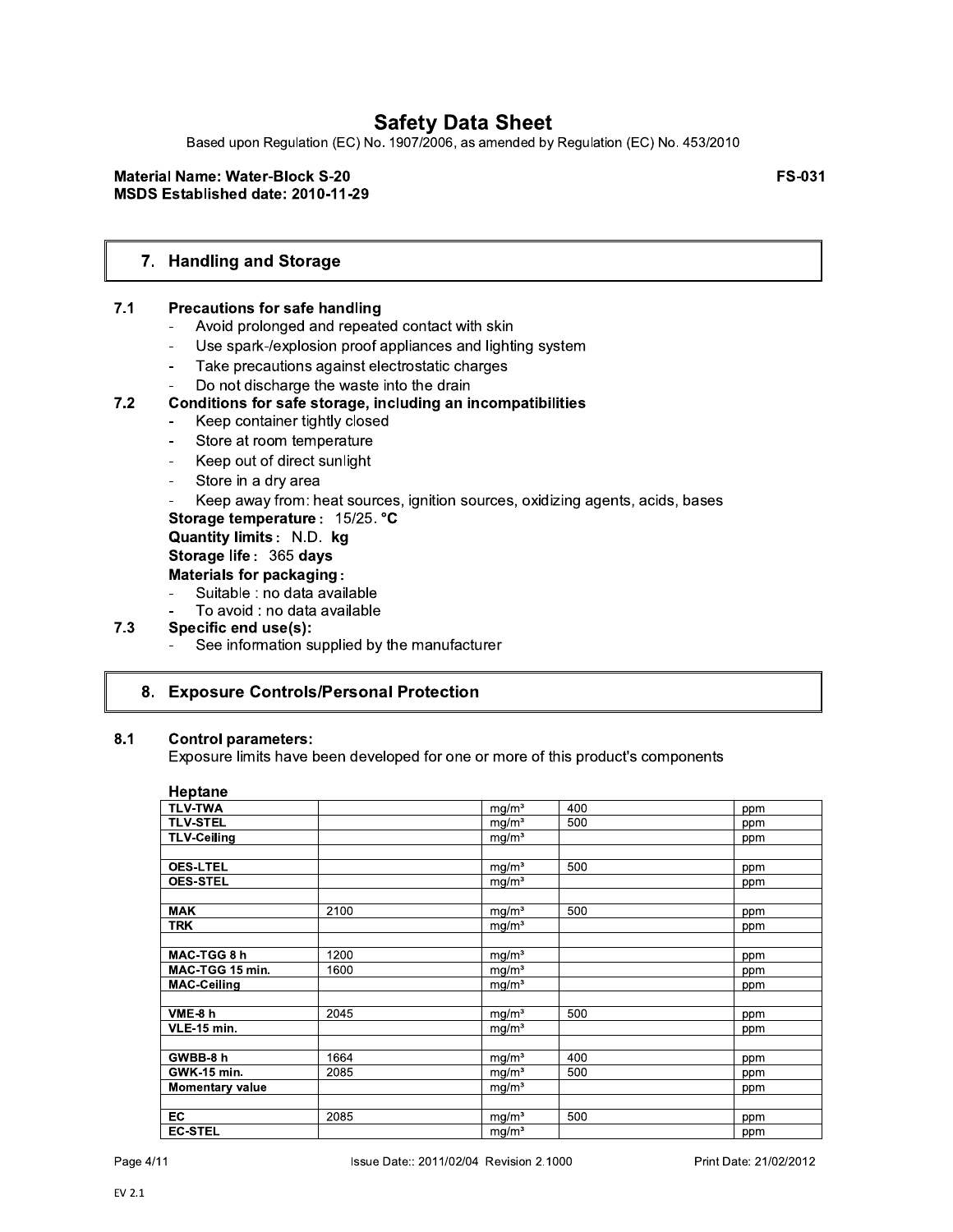# Safety Data Sheet

Based upon Regulation (EC) No. 1907/2006, as amended by Regulation (EC) No. 453/2010

**Material Name: Water-Block S-20** **FS-031**
**MSDS Established date: 2010-11-29**

## 7. Handling and Storage

**7.1 Precautions for safe handling**

- Avoid prolonged and repeated contact with skin
- Use spark-/explosion proof appliances and lighting system
- Take precautions against electrostatic charges
- Do not discharge the waste into the drain

**7.2 Conditions for safe storage, including an incompatibilities**

- Keep container tightly closed
- Store at room temperature
- Keep out of direct sunlight
- Store in a dry area
- Keep away from: heat sources, ignition sources, oxidizing agents, acids, bases

**Storage temperature** : 15/25. **°C**

**Quantity limits** : N.D. **kg**

**Storage life** : 365 **days**

**Materials for packaging** :

- Suitable : no data available
- To avoid : no data available

**7.3 Specific end use(s):**

- See information supplied by the manufacturer

## 8. Exposure Controls/Personal Protection

**8.1 Control parameters:**

Exposure limits have been developed for one or more of this product's components

**Heptane**

| | | | | |
|---|---|---|---|---|
| **TLV-TWA** | | mg/m³ | 400 | ppm |
| **TLV-STEL** | | mg/m³ | 500 | ppm |
| **TLV-Ceiling** | | mg/m³ | | ppm |
| | | | | |
| **OES-LTEL** | | mg/m³ | 500 | ppm |
| **OES-STEL** | | mg/m³ | | ppm |
| | | | | |
| **MAK** | 2100 | mg/m³ | 500 | ppm |
| **TRK** | | mg/m³ | | ppm |
| | | | | |
| **MAC-TGG 8 h** | 1200 | mg/m³ | | ppm |
| **MAC-TGG 15 min.** | 1600 | mg/m³ | | ppm |
| **MAC-Ceiling** | | mg/m³ | | ppm |
| | | | | |
| **VME-8 h** | 2045 | mg/m³ | 500 | ppm |
| **VLE-15 min.** | | mg/m³ | | ppm |
| | | | | |
| **GWBB-8 h** | 1664 | mg/m³ | 400 | ppm |
| **GWK-15 min.** | 2085 | mg/m³ | 500 | ppm |
| **Momentary value** | | mg/m³ | | ppm |
| | | | | |
| **EC** | 2085 | mg/m³ | 500 | ppm |
| **EC-STEL** | | mg/m³ | | ppm |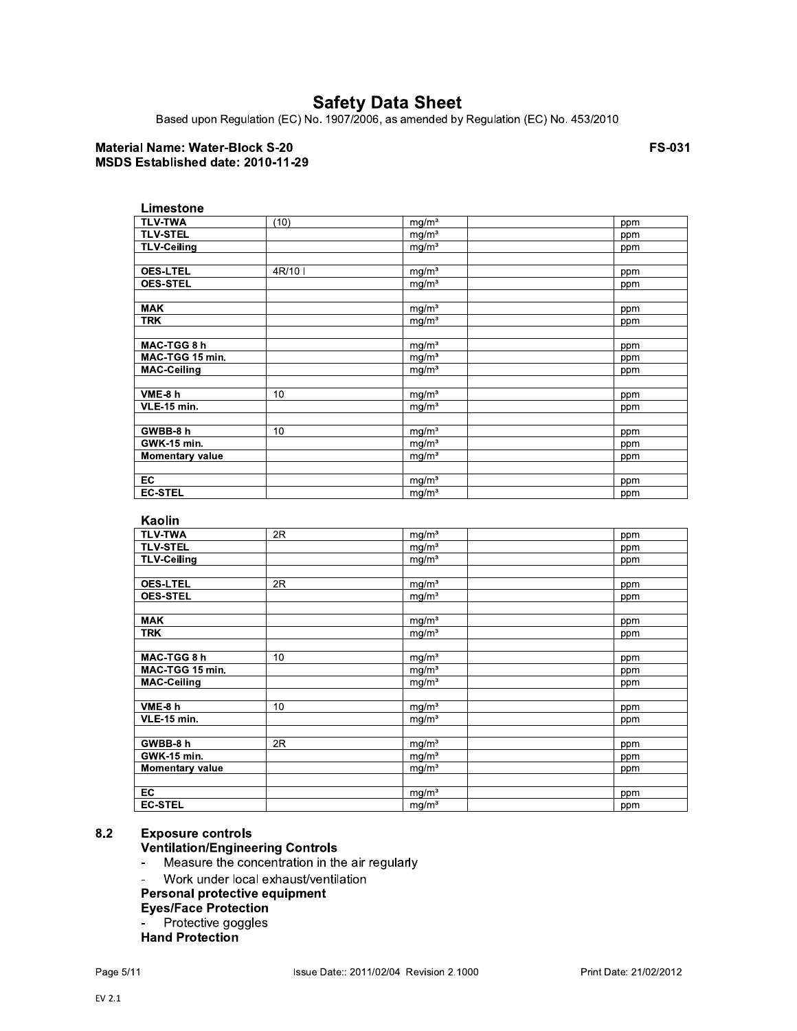**Safety Data Sheet**

Based upon Regulation (EC) No. 1907/2006, as amended by Regulation (EC) No. 453/2010

**Material Name: Water-Block S-20** **FS-031**
**MSDS Established date: 2010-11-29**

**Limestone**

| | | | | |
|---|---|---|---|---|
| **TLV-TWA** | (10) | mg/m³ | | ppm |
| **TLV-STEL** | | mg/m³ | | ppm |
| **TLV-Ceiling** | | mg/m³ | | ppm |
| | | | | |
| **OES-LTEL** | 4R/10 I | mg/m³ | | ppm |
| **OES-STEL** | | mg/m³ | | ppm |
| | | | | |
| **MAK** | | mg/m³ | | ppm |
| **TRK** | | mg/m³ | | ppm |
| | | | | |
| **MAC-TGG 8 h** | | mg/m³ | | ppm |
| **MAC-TGG 15 min.** | | mg/m³ | | ppm |
| **MAC-Ceiling** | | mg/m³ | | ppm |
| | | | | |
| **VME-8 h** | 10 | mg/m³ | | ppm |
| **VLE-15 min.** | | mg/m³ | | ppm |
| | | | | |
| **GWBB-8 h** | 10 | mg/m³ | | ppm |
| **GWK-15 min.** | | mg/m³ | | ppm |
| **Momentary value** | | mg/m³ | | ppm |
| | | | | |
| **EC** | | mg/m³ | | ppm |
| **EC-STEL** | | mg/m³ | | ppm |

**Kaolin**

| | | | | |
|---|---|---|---|---|
| **TLV-TWA** | 2R | mg/m³ | | ppm |
| **TLV-STEL** | | mg/m³ | | ppm |
| **TLV-Ceiling** | | mg/m³ | | ppm |
| | | | | |
| **OES-LTEL** | 2R | mg/m³ | | ppm |
| **OES-STEL** | | mg/m³ | | ppm |
| | | | | |
| **MAK** | | mg/m³ | | ppm |
| **TRK** | | mg/m³ | | ppm |
| | | | | |
| **MAC-TGG 8 h** | 10 | mg/m³ | | ppm |
| **MAC-TGG 15 min.** | | mg/m³ | | ppm |
| **MAC-Ceiling** | | mg/m³ | | ppm |
| | | | | |
| **VME-8 h** | 10 | mg/m³ | | ppm |
| **VLE-15 min.** | | mg/m³ | | ppm |
| | | | | |
| **GWBB-8 h** | 2R | mg/m³ | | ppm |
| **GWK-15 min.** | | mg/m³ | | ppm |
| **Momentary value** | | mg/m³ | | ppm |
| | | | | |
| **EC** | | mg/m³ | | ppm |
| **EC-STEL** | | mg/m³ | | ppm |

## 8.2 Exposure controls

**Ventilation/Engineering Controls**

- Measure the concentration in the air regularly
- Work under local exhaust/ventilation

**Personal protective equipment**

**Eyes/Face Protection**

- Protective goggles

**Hand Protection**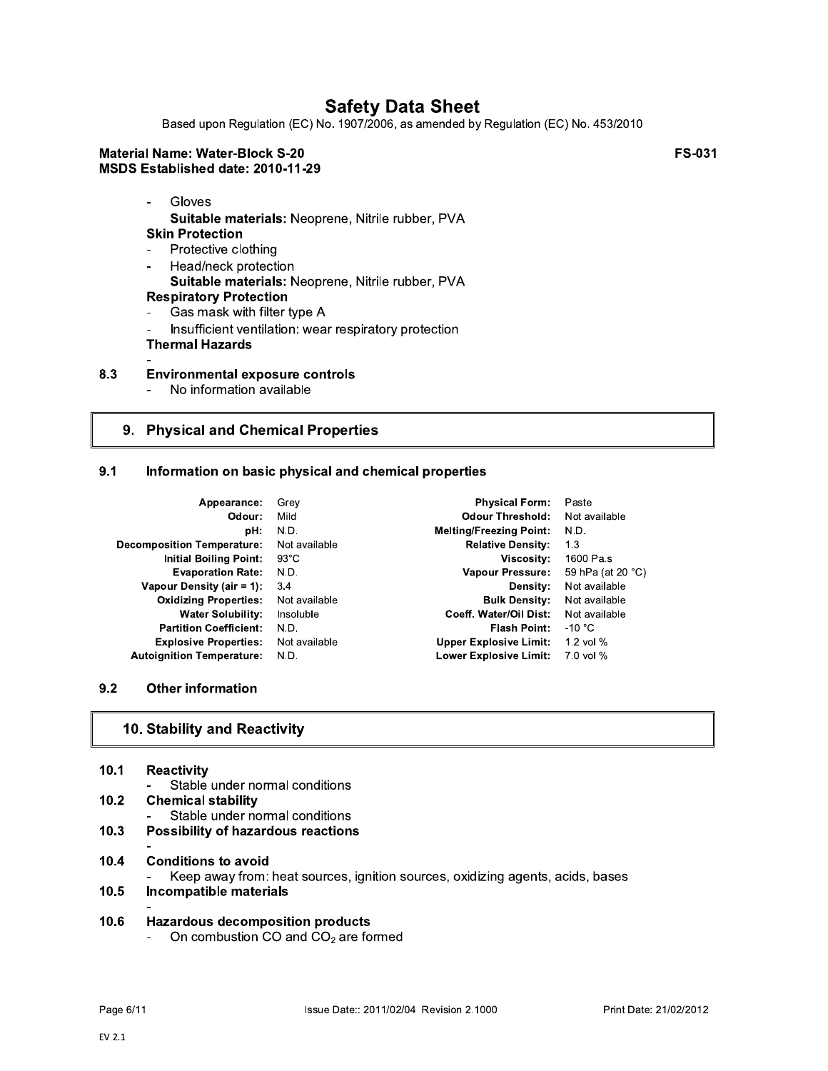- Gloves
  **Suitable materials:** Neoprene, Nitrile rubber, PVA

**Skin Protection**

- Protective clothing
- Head/neck protection
  **Suitable materials:** Neoprene, Nitrile rubber, PVA

**Respiratory Protection**

- Gas mask with filter type A
- Insufficient ventilation: wear respiratory protection

**Thermal Hazards**

-

### 8.3 Environmental exposure controls

- No information available

## 9. Physical and Chemical Properties

### 9.1 Information on basic physical and chemical properties

| Property | Value | Property | Value |
|---|---|---|---|
| **Appearance:** | Grey | **Physical Form:** | Paste |
| **Odour:** | Mild | **Odour Threshold:** | Not available |
| **pH:** | N.D. | **Melting/Freezing Point:** | N.D. |
| **Decomposition Temperature:** | Not available | **Relative Density:** | 1.3 |
| **Initial Boiling Point:** | 93°C | **Viscosity:** | 1600 Pa.s |
| **Evaporation Rate:** | N.D. | **Vapour Pressure:** | 59 hPa (at 20 °C) |
| **Vapour Density (air = 1):** | 3.4 | **Density:** | Not available |
| **Oxidizing Properties:** | Not available | **Bulk Density:** | Not available |
| **Water Solubility:** | Insoluble | **Coeff. Water/Oil Dist:** | Not available |
| **Partition Coefficient:** | N.D. | **Flash Point:** | -10 °C |
| **Explosive Properties:** | Not available | **Upper Explosive Limit:** | 1.2 vol % |
| **Autoignition Temperature:** | N.D. | **Lower Explosive Limit:** | 7.0 vol % |

### 9.2 Other information

## 10. Stability and Reactivity

### 10.1 Reactivity

- Stable under normal conditions

### 10.2 Chemical stability

- Stable under normal conditions

### 10.3 Possibility of hazardous reactions

-

### 10.4 Conditions to avoid

- Keep away from: heat sources, ignition sources, oxidizing agents, acids, bases

### 10.5 Incompatible materials

-

### 10.6 Hazardous decomposition products

- On combustion CO and $CO_2$ are formed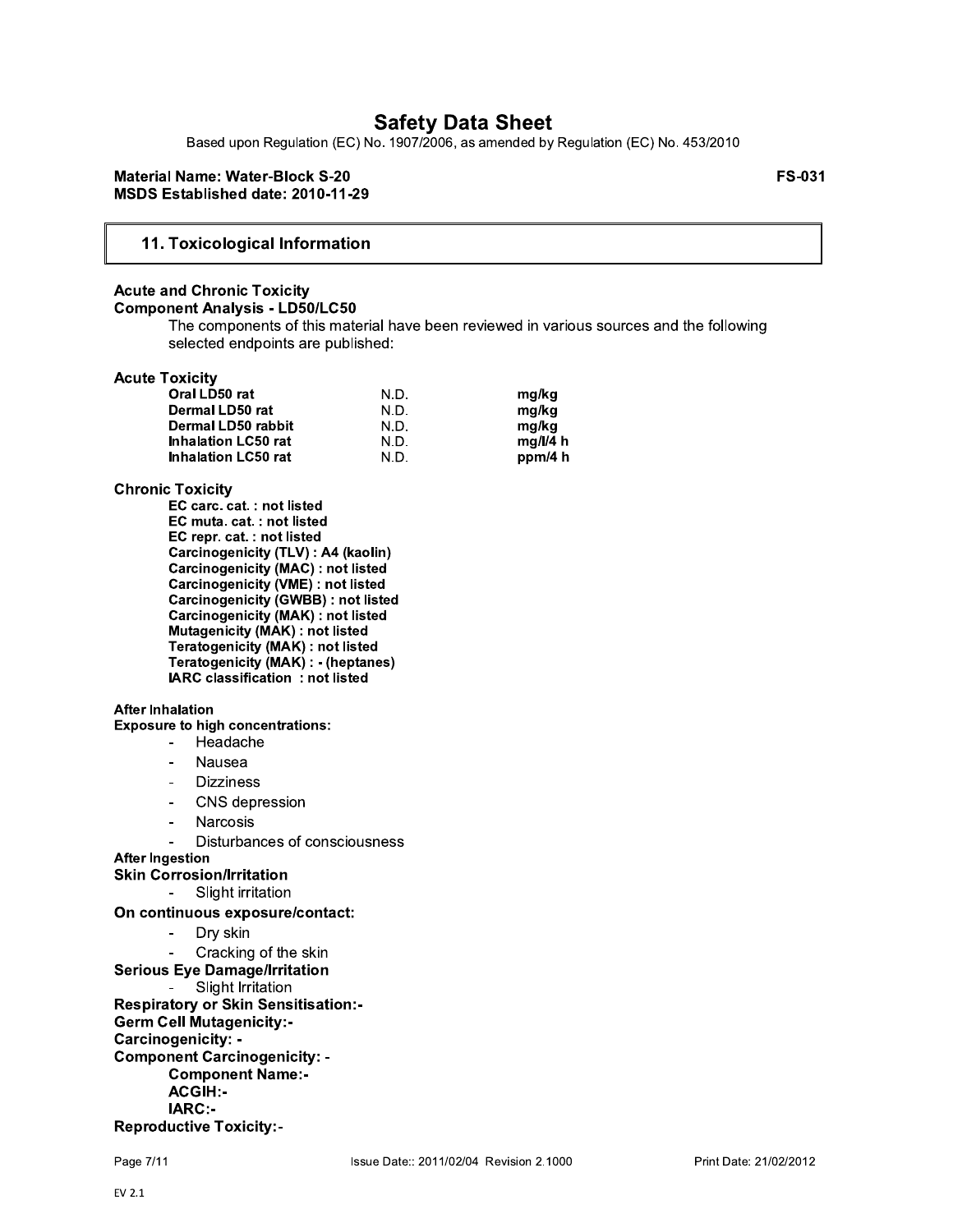# Safety Data Sheet

Based upon Regulation (EC) No. 1907/2006, as amended by Regulation (EC) No. 453/2010

**Material Name: Water-Block S-20** **FS-031**
**MSDS Established date: 2010-11-29**

## 11. Toxicological Information

**Acute and Chronic Toxicity**
**Component Analysis - LD50/LC50**

The components of this material have been reviewed in various sources and the following selected endpoints are published:

**Acute Toxicity**

| | | |
|---|---|---|
| **Oral LD50 rat** | N.D. | **mg/kg** |
| **Dermal LD50 rat** | N.D. | **mg/kg** |
| **Dermal LD50 rabbit** | N.D. | **mg/kg** |
| **Inhalation LC50 rat** | N.D. | **mg/l/4 h** |
| **Inhalation LC50 rat** | N.D. | **ppm/4 h** |

**Chronic Toxicity**

**EC carc. cat. : not listed**
**EC muta. cat. : not listed**
**EC repr. cat. : not listed**
**Carcinogenicity (TLV) : A4 (kaolin)**
**Carcinogenicity (MAC) : not listed**
**Carcinogenicity (VME) : not listed**
**Carcinogenicity (GWBB) : not listed**
**Carcinogenicity (MAK) : not listed**
**Mutagenicity (MAK) : not listed**
**Teratogenicity (MAK) : not listed**
**Teratogenicity (MAK) : - (heptanes)**
**IARC classification : not listed**

**After Inhalation**
**Exposure to high concentrations:**

- Headache
- Nausea
- Dizziness
- CNS depression
- Narcosis
- Disturbances of consciousness

**After Ingestion**
**Skin Corrosion/Irritation**

- Slight irritation

**On continuous exposure/contact:**

- Dry skin
- Cracking of the skin

**Serious Eye Damage/Irritation**

- Slight Irritation

**Respiratory or Skin Sensitisation:-**
**Germ Cell Mutagenicity:-**
**Carcinogenicity: -**
**Component Carcinogenicity: -**
**Component Name:-**
**ACGIH:-**
**IARC:-**
**Reproductive Toxicity:-**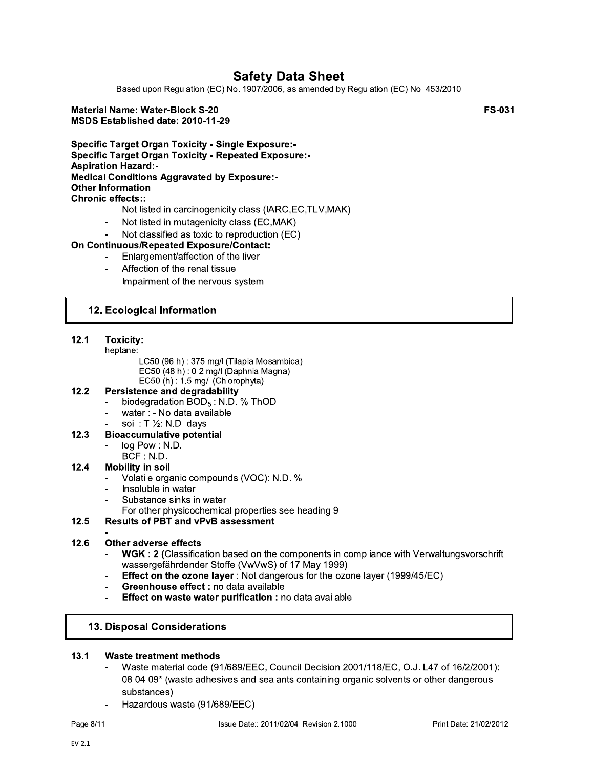**Specific Target Organ Toxicity - Single Exposure:-**
**Specific Target Organ Toxicity - Repeated Exposure:-**
**Aspiration Hazard:-**
**Medical Conditions Aggravated by Exposure:-**
**Other Information**
**Chronic effects::**

- Not listed in carcinogenicity class (IARC,EC,TLV,MAK)
- Not listed in mutagenicity class (EC,MAK)
- Not classified as toxic to reproduction (EC)

**On Continuous/Repeated Exposure/Contact:**

- Enlargement/affection of the liver
- Affection of the renal tissue
- Impairment of the nervous system

## 12. Ecological Information

**12.1 Toxicity:**

heptane:

LC50 (96 h) : 375 mg/l (Tilapia Mosambica)
EC50 (48 h) : 0.2 mg/l (Daphnia Magna)
EC50 (h) : 1.5 mg/l (Chlorophyta)

**12.2 Persistence and degradability**

- biodegradation $BOD_5$ : N.D. % ThOD
- water : - No data available
- soil : T ½: N.D. days

**12.3 Bioaccumulative potential**

- log Pow : N.D.
- BCF : N.D.

**12.4 Mobility in soil**

- Volatile organic compounds (VOC): N.D. %
- Insoluble in water
- Substance sinks in water
- For other physicochemical properties see heading 9

**12.5 Results of PBT and vPvB assessment**

-

**12.6 Other adverse effects**

- **WGK : 2** (Classification based on the components in compliance with Verwaltungsvorschrift wassergefährdender Stoffe (VwVwS) of 17 May 1999)
- **Effect on the ozone layer** : Not dangerous for the ozone layer (1999/45/EC)
- **Greenhouse effect :** no data available
- **Effect on waste water purification :** no data available

## 13. Disposal Considerations

**13.1 Waste treatment methods**

- Waste material code (91/689/EEC, Council Decision 2001/118/EC, O.J. L47 of 16/2/2001): 08 04 09* (waste adhesives and sealants containing organic solvents or other dangerous substances)
- Hazardous waste (91/689/EEC)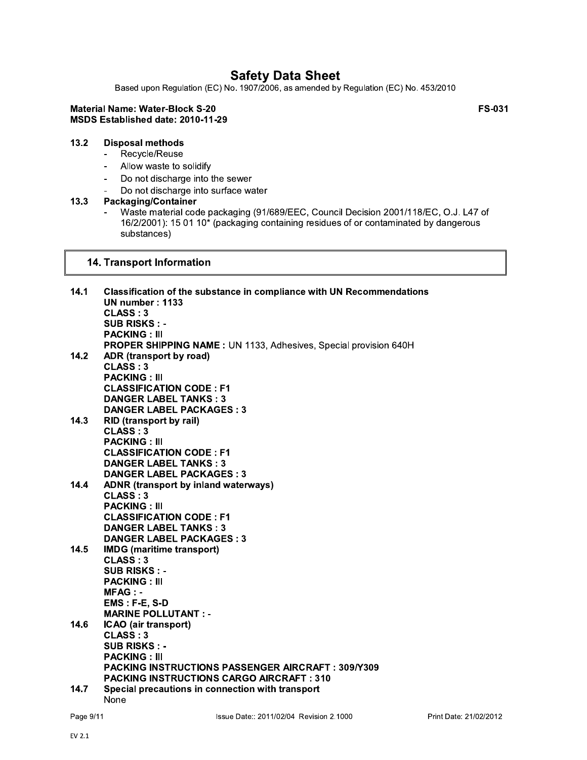### 13.2 Disposal methods

- Recycle/Reuse
- Allow waste to solidify
- Do not discharge into the sewer
- Do not discharge into surface water

### 13.3 Packaging/Container

- Waste material code packaging (91/689/EEC, Council Decision 2001/118/EC, O.J. L47 of 16/2/2001): 15 01 10* (packaging containing residues of or contaminated by dangerous substances)

## 14. Transport Information

**14.1 Classification of the substance in compliance with UN Recommendations**
**UN number : 1133**
**CLASS : 3**
**SUB RISKS : -**
**PACKING : III**
**PROPER SHIPPING NAME :** UN 1133, Adhesives, Special provision 640H

**14.2 ADR (transport by road)**
**CLASS : 3**
**PACKING : III**
**CLASSIFICATION CODE : F1**
**DANGER LABEL TANKS : 3**
**DANGER LABEL PACKAGES : 3**

**14.3 RID (transport by rail)**
**CLASS : 3**
**PACKING : III**
**CLASSIFICATION CODE : F1**
**DANGER LABEL TANKS : 3**
**DANGER LABEL PACKAGES : 3**

**14.4 ADNR (transport by inland waterways)**
**CLASS : 3**
**PACKING : III**
**CLASSIFICATION CODE : F1**
**DANGER LABEL TANKS : 3**
**DANGER LABEL PACKAGES : 3**

**14.5 IMDG (maritime transport)**
**CLASS : 3**
**SUB RISKS : -**
**PACKING : III**
**MFAG : -**
**EMS : F-E, S-D**
**MARINE POLLUTANT : -**

**14.6 ICAO (air transport)**
**CLASS : 3**
**SUB RISKS : -**
**PACKING : III**
**PACKING INSTRUCTIONS PASSENGER AIRCRAFT : 309/Y309**
**PACKING INSTRUCTIONS CARGO AIRCRAFT : 310**

**14.7 Special precautions in connection with transport**
None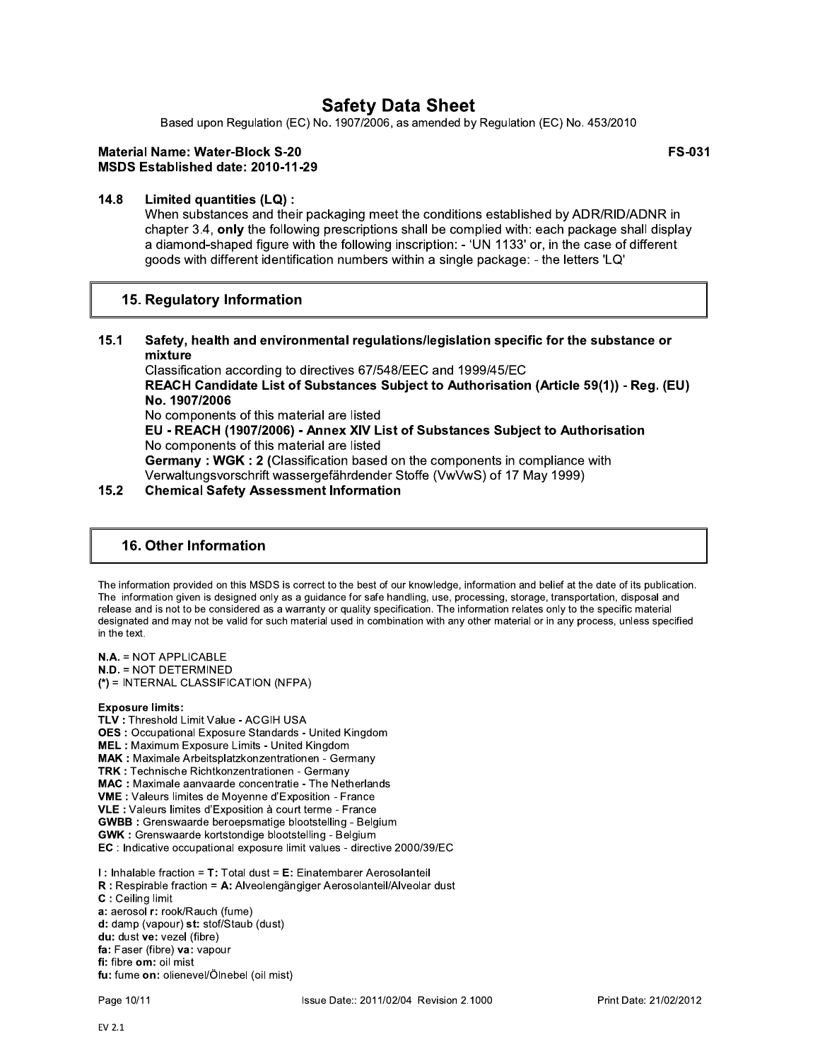**14.8 Limited quantities (LQ) :**

When substances and their packaging meet the conditions established by ADR/RID/ADNR in chapter 3.4, **only** the following prescriptions shall be complied with: each package shall display a diamond-shaped figure with the following inscription: - 'UN 1133' or, in the case of different goods with different identification numbers within a single package: - the letters 'LQ'

## 15. Regulatory Information

**15.1 Safety, health and environmental regulations/legislation specific for the substance or mixture**

Classification according to directives 67/548/EEC and 1999/45/EC

**REACH Candidate List of Substances Subject to Authorisation (Article 59(1)) - Reg. (EU) No. 1907/2006**

No components of this material are listed

**EU - REACH (1907/2006) - Annex XIV List of Substances Subject to Authorisation**

No components of this material are listed

**Germany : WGK : 2** (Classification based on the components in compliance with Verwaltungsvorschrift wassergefährdender Stoffe (VwVwS) of 17 May 1999)

**15.2 Chemical Safety Assessment Information**

## 16. Other Information

The information provided on this MSDS is correct to the best of our knowledge, information and belief at the date of its publication. The information given is designed only as a guidance for safe handling, use, processing, storage, transportation, disposal and release and is not to be considered as a warranty or quality specification. The information relates only to the specific material designated and may not be valid for such material used in combination with any other material or in any process, unless specified in the text.

**N.A.** = NOT APPLICABLE
**N.D.** = NOT DETERMINED
**(*)** = INTERNAL CLASSIFICATION (NFPA)

**Exposure limits:**
**TLV :** Threshold Limit Value **-** ACGIH USA
**OES :** Occupational Exposure Standards **-** United Kingdom
**MEL :** Maximum Exposure Limits - United Kingdom
**MAK :** Maximale Arbeitsplatzkonzentrationen - Germany
**TRK :** Technische Richtkonzentrationen - Germany
**MAC :** Maximale aanvaarde concentratie **-** The Netherlands
**VME :** Valeurs limites de Moyenne d'Exposition - France
**VLE :** Valeurs limites d'Exposition à court terme - France
**GWBB :** Grenswaarde beroepsmatige blootstelling - Belgium
**GWK :** Grenswaarde kortstondige blootstelling - Belgium
**EC** : Indicative occupational exposure limit values - directive 2000/39/EC

**I :** Inhalable fraction = **T:** Total dust = **E:** Einatembarer Aerosolanteil
**R :** Respirable fraction = **A:** Alveolengängiger Aerosolanteil/Alveolar dust
**C :** Ceiling limit
**a:** aerosol **r:** rook/Rauch (fume)
**d:** damp (vapour) **st:** stof/Staub (dust)
**du:** dust **ve:** vezel (fibre)
**fa:** Faser (fibre) **va:** vapour
**fi:** fibre **om:** oil mist
**fu:** fume **on:** olienevel/Ölnebel (oil mist)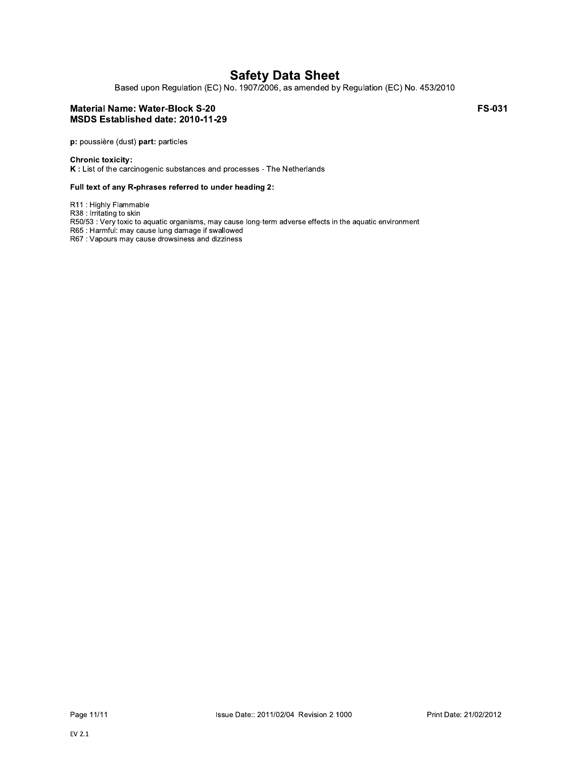**p:** poussière (dust) **part:** particles

**Chronic toxicity:**
**K :** List of the carcinogenic substances and processes - The Netherlands

**Full text of any R-phrases referred to under heading 2:**

R11 : Highly Flammable
R38 : Irritating to skin
R50/53 : Very toxic to aquatic organisms, may cause long-term adverse effects in the aquatic environment
R65 : Harmful: may cause lung damage if swallowed
R67 : Vapours may cause drowsiness and dizziness